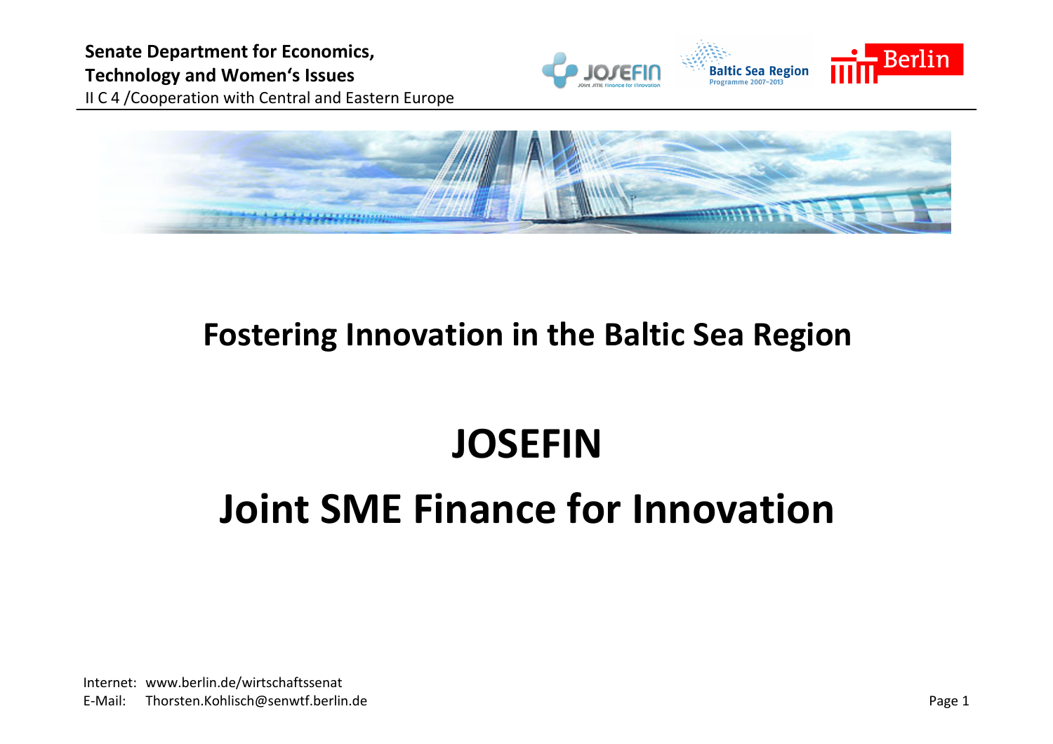**Senate Department for Economics, Technology and Women's Issues**
II C 4 /Cooperation with Central and Eastern Europe

## Fostering Innovation in the Baltic Sea Region

# JOSEFIN

# Joint SME Finance for Innovation

Internet: www.berlin.de/wirtschaftssenat
E-Mail: Thorsten.Kohlisch@senwtf.berlin.de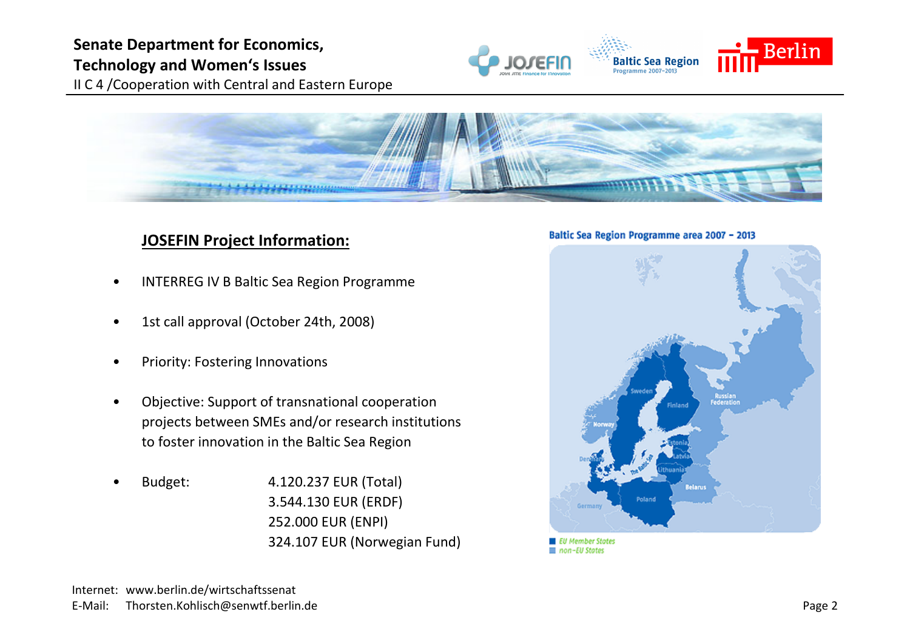Senate Department for Economics, Technology and Women's Issues
II C 4 /Cooperation with Central and Eastern Europe

## JOSEFIN Project Information:

- INTERREG IV B Baltic Sea Region Programme
- 1st call approval (October 24th, 2008)
- Priority: Fostering Innovations
- Objective: Support of transnational cooperation projects between SMEs and/or research institutions to foster innovation in the Baltic Sea Region
- Budget:
  - 4.120.237 EUR (Total)
  - 3.544.130 EUR (ERDF)
  - 252.000 EUR (ENPI)
  - 324.107 EUR (Norwegian Fund)

Baltic Sea Region Programme area 2007 – 2013

Internet: www.berlin.de/wirtschaftssenat
E-Mail: Thorsten.Kohlisch@senwtf.berlin.de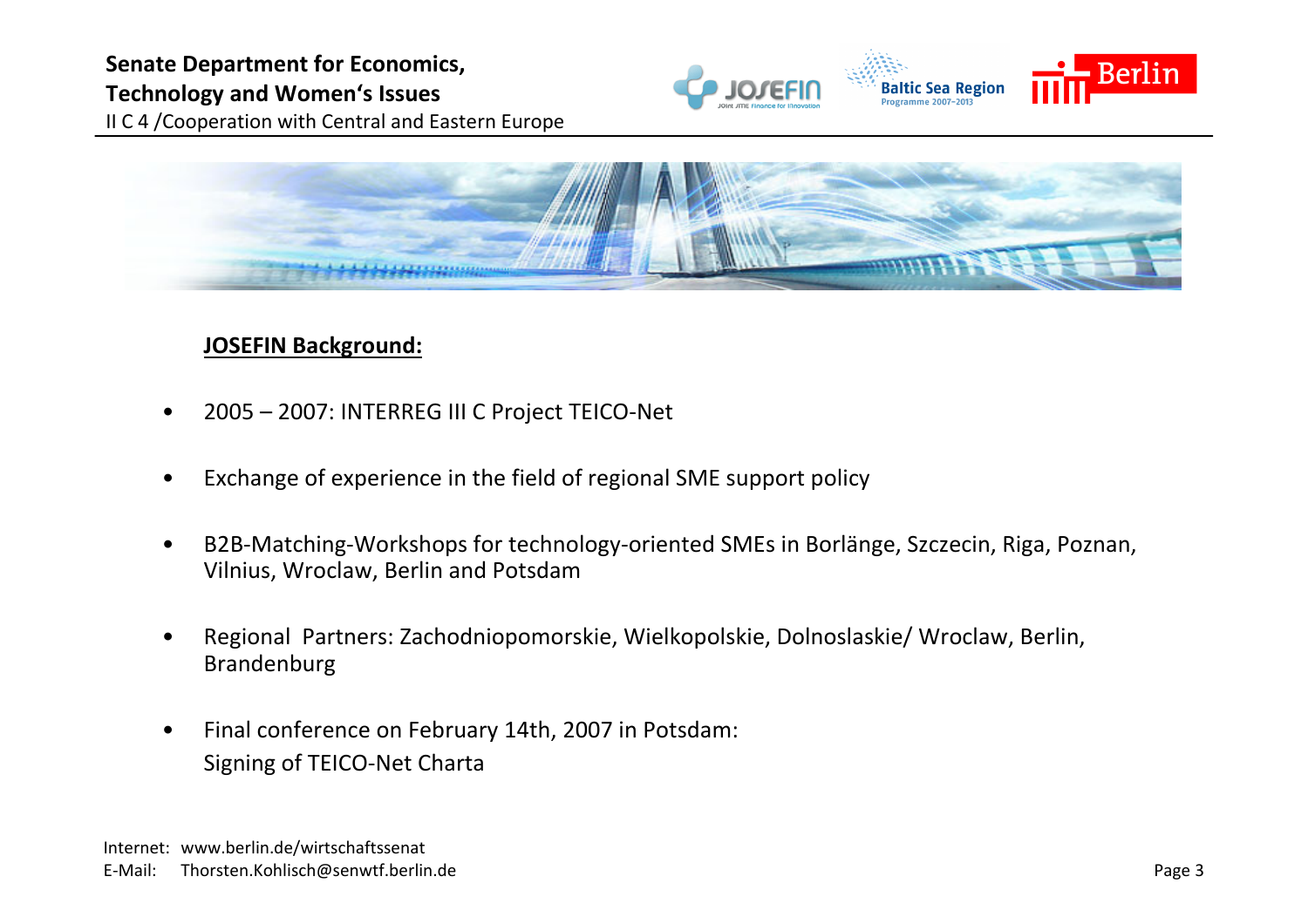## JOSEFIN Background:

- 2005 – 2007: INTERREG III C Project TEICO-Net
- Exchange of experience in the field of regional SME support policy
- B2B-Matching-Workshops for technology-oriented SMEs in Borlänge, Szczecin, Riga, Poznan, Vilnius, Wroclaw, Berlin and Potsdam
- Regional Partners: Zachodniopomorskie, Wielkopolskie, Dolnoslaskie/ Wroclaw, Berlin, Brandenburg
- Final conference on February 14th, 2007 in Potsdam:
  Signing of TEICO-Net Charta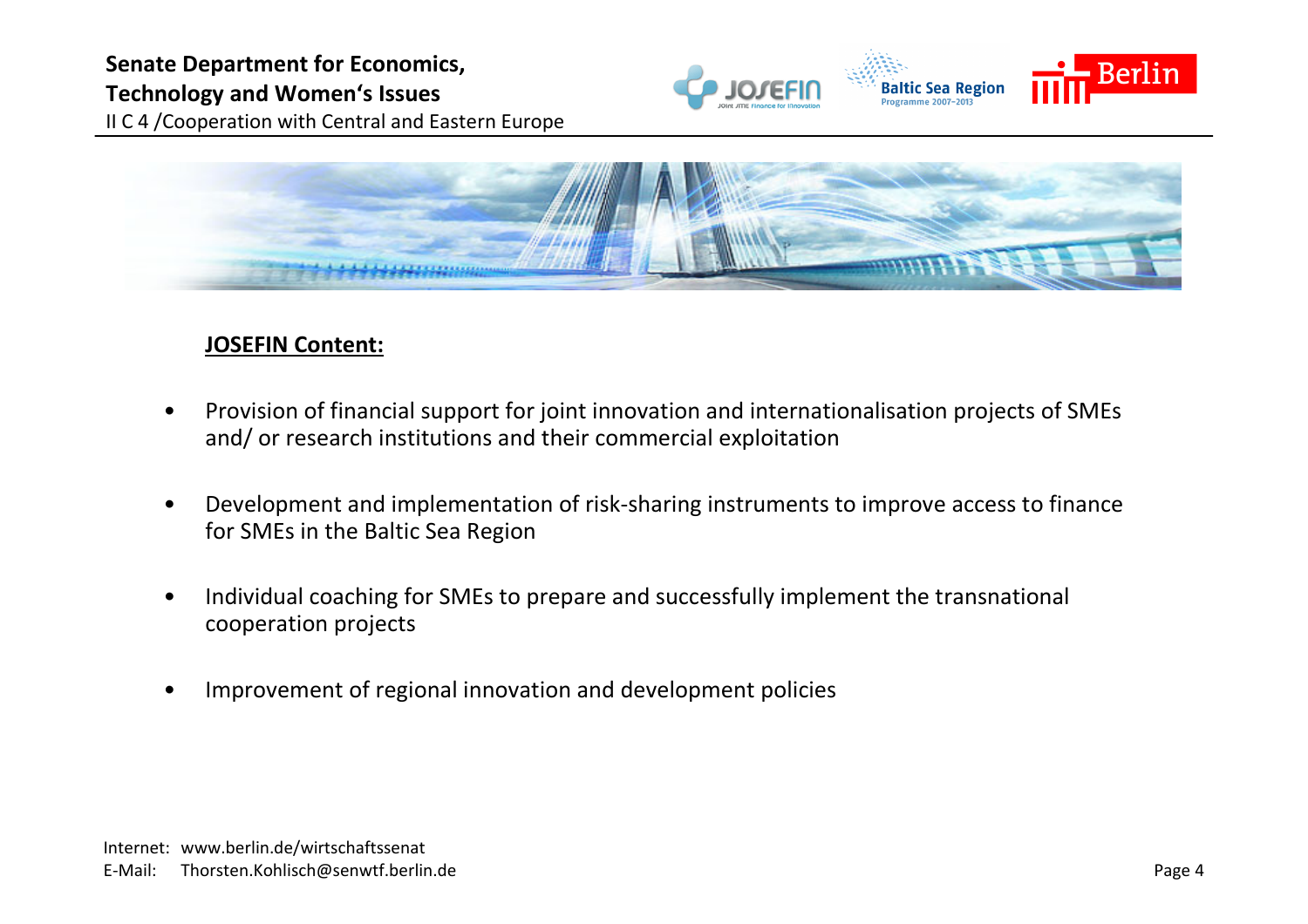**JOSEFIN Content:**

- Provision of financial support for joint innovation and internationalisation projects of SMEs and/ or research institutions and their commercial exploitation
- Development and implementation of risk-sharing instruments to improve access to finance for SMEs in the Baltic Sea Region
- Individual coaching for SMEs to prepare and successfully implement the transnational cooperation projects
- Improvement of regional innovation and development policies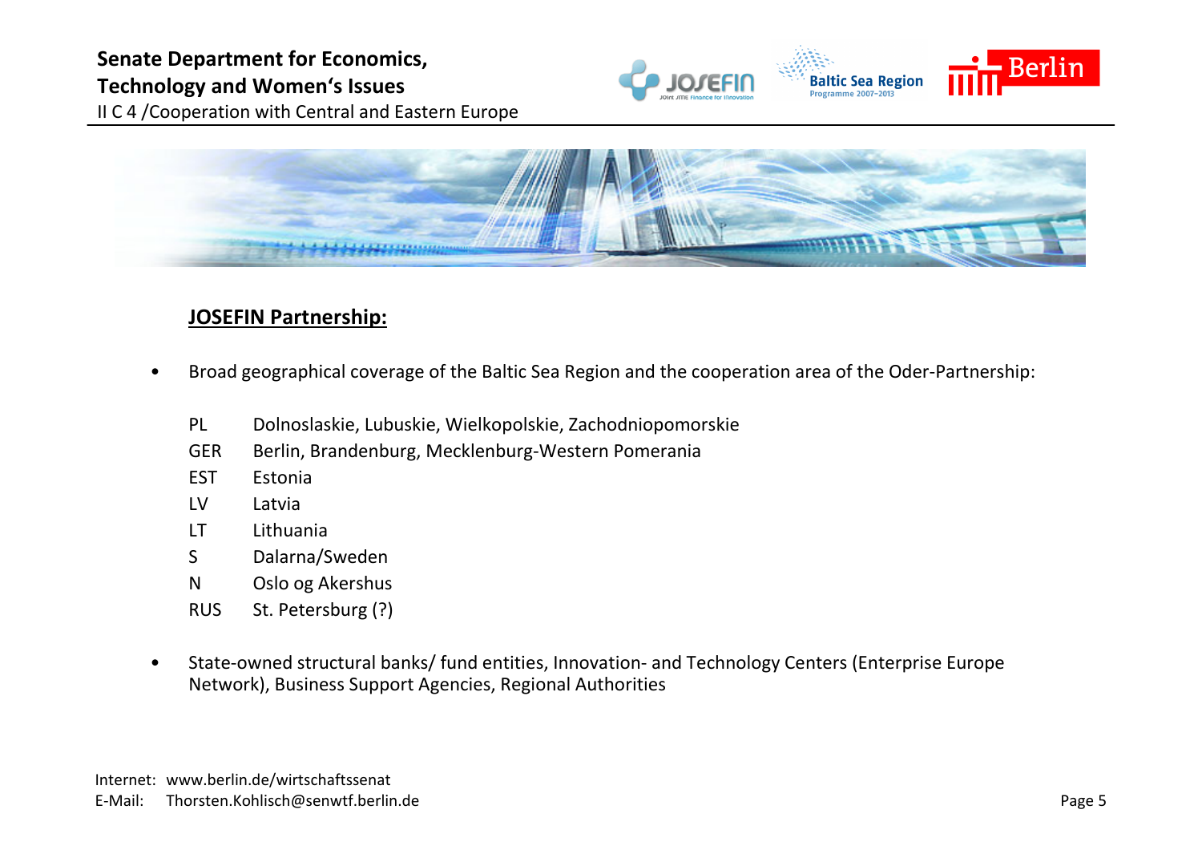## JOSEFIN Partnership:

- Broad geographical coverage of the Baltic Sea Region and the cooperation area of the Oder-Partnership:

| | |
|---|---|
| PL | Dolnoslaskie, Lubuskie, Wielkopolskie, Zachodniopomorskie |
| GER | Berlin, Brandenburg, Mecklenburg-Western Pomerania |
| EST | Estonia |
| LV | Latvia |
| LT | Lithuania |
| S | Dalarna/Sweden |
| N | Oslo og Akershus |
| RUS | St. Petersburg (?) |

- State-owned structural banks/ fund entities, Innovation- and Technology Centers (Enterprise Europe Network), Business Support Agencies, Regional Authorities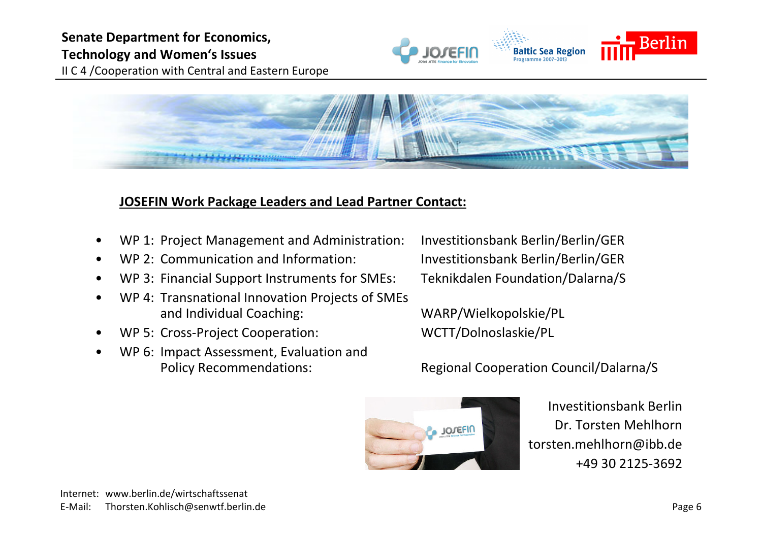**Senate Department for Economics, Technology and Women's Issues**

II C 4 /Cooperation with Central and Eastern Europe

## JOSEFIN Work Package Leaders and Lead Partner Contact:

- WP 1: Project Management and Administration: Investitionsbank Berlin/Berlin/GER
- WP 2: Communication and Information: Investitionsbank Berlin/Berlin/GER
- WP 3: Financial Support Instruments for SMEs: Teknikdalen Foundation/Dalarna/S
- WP 4: Transnational Innovation Projects of SMEs and Individual Coaching: WARP/Wielkopolskie/PL
- WP 5: Cross-Project Cooperation: WCTT/Dolnoslaskie/PL
- WP 6: Impact Assessment, Evaluation and Policy Recommendations: Regional Cooperation Council/Dalarna/S

Investitionsbank Berlin
Dr. Torsten Mehlhorn
torsten.mehlhorn@ibb.de
+49 30 2125-3692

Internet: www.berlin.de/wirtschaftssenat
E-Mail: Thorsten.Kohlisch@senwtf.berlin.de